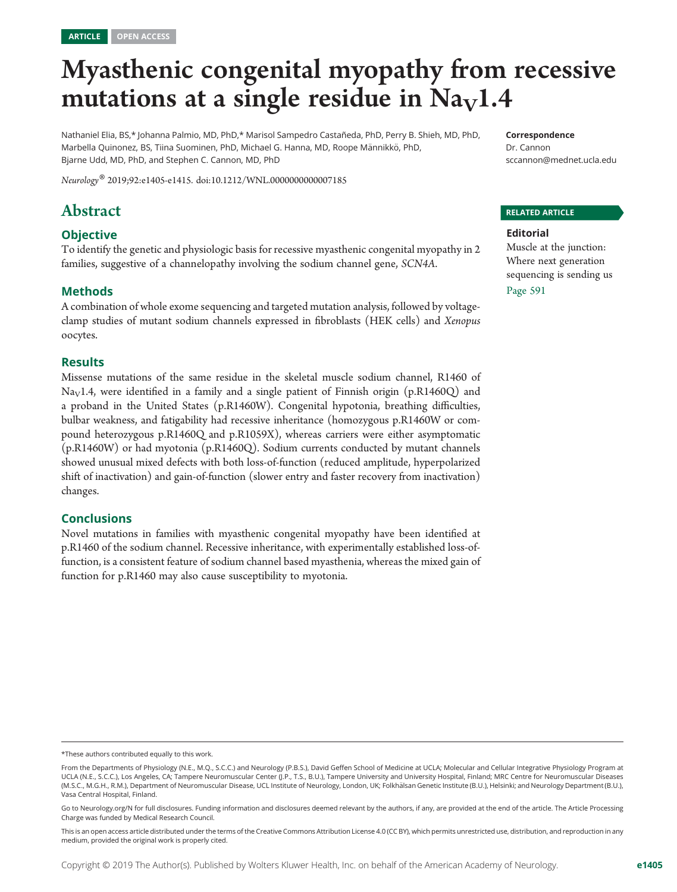ARTICLE OPEN ACCESS

# Myasthenic congenital myopathy from recessive mutations at a single residue in $Na_V1.4$

Nathaniel Elia, BS,* Johanna Palmio, MD, PhD,* Marisol Sampedro Castañeda, PhD, Perry B. Shieh, MD, PhD, Marbella Quinonez, BS, Tiina Suominen, PhD, Michael G. Hanna, MD, Roope Männikkö, PhD, Bjarne Udd, MD, PhD, and Stephen C. Cannon, MD, PhD

*Neurology*® 2019;92:e1405-e1415. doi:10.1212/WNL.0000000000007185

**Correspondence**

Dr. Cannon
sccannon@mednet.ucla.edu

**RELATED ARTICLE**

**Editorial**

Muscle at the junction: Where next generation sequencing is sending us

Page 591

## Abstract

### Objective

To identify the genetic and physiologic basis for recessive myasthenic congenital myopathy in 2 families, suggestive of a channelopathy involving the sodium channel gene, *SCN4A*.

### Methods

A combination of whole exome sequencing and targeted mutation analysis, followed by voltage-clamp studies of mutant sodium channels expressed in fibroblasts (HEK cells) and *Xenopus* oocytes.

### Results

Missense mutations of the same residue in the skeletal muscle sodium channel, R1460 of $Na_V1.4$, were identified in a family and a single patient of Finnish origin (p.R1460Q) and a proband in the United States (p.R1460W). Congenital hypotonia, breathing difficulties, bulbar weakness, and fatigability had recessive inheritance (homozygous p.R1460W or compound heterozygous p.R1460Q and p.R1059X), whereas carriers were either asymptomatic (p.R1460W) or had myotonia (p.R1460Q). Sodium currents conducted by mutant channels showed unusual mixed defects with both loss-of-function (reduced amplitude, hyperpolarized shift of inactivation) and gain-of-function (slower entry and faster recovery from inactivation) changes.

### Conclusions

Novel mutations in families with myasthenic congenital myopathy have been identified at p.R1460 of the sodium channel. Recessive inheritance, with experimentally established loss-of-function, is a consistent feature of sodium channel based myasthenia, whereas the mixed gain of function for p.R1460 may also cause susceptibility to myotonia.

*These authors contributed equally to this work.

From the Departments of Physiology (N.E., M.Q., S.C.C.) and Neurology (P.B.S.), David Geffen School of Medicine at UCLA; Molecular and Cellular Integrative Physiology Program at UCLA (N.E., S.C.C.), Los Angeles, CA; Tampere Neuromuscular Center (J.P., T.S., B.U.), Tampere University and University Hospital, Finland; MRC Centre for Neuromuscular Diseases (M.S.C., M.G.H., R.M.), Department of Neuromuscular Disease, UCL Institute of Neurology, London, UK; Folkhälsan Genetic Institute (B.U.), Helsinki; and Neurology Department (B.U.), Vasa Central Hospital, Finland.

Go to Neurology.org/N for full disclosures. Funding information and disclosures deemed relevant by the authors, if any, are provided at the end of the article. The Article Processing Charge was funded by Medical Research Council.

This is an open access article distributed under the terms of the Creative Commons Attribution License 4.0 (CC BY), which permits unrestricted use, distribution, and reproduction in any medium, provided the original work is properly cited.

Copyright © 2019 The Author(s). Published by Wolters Kluwer Health, Inc. on behalf of the American Academy of Neurology.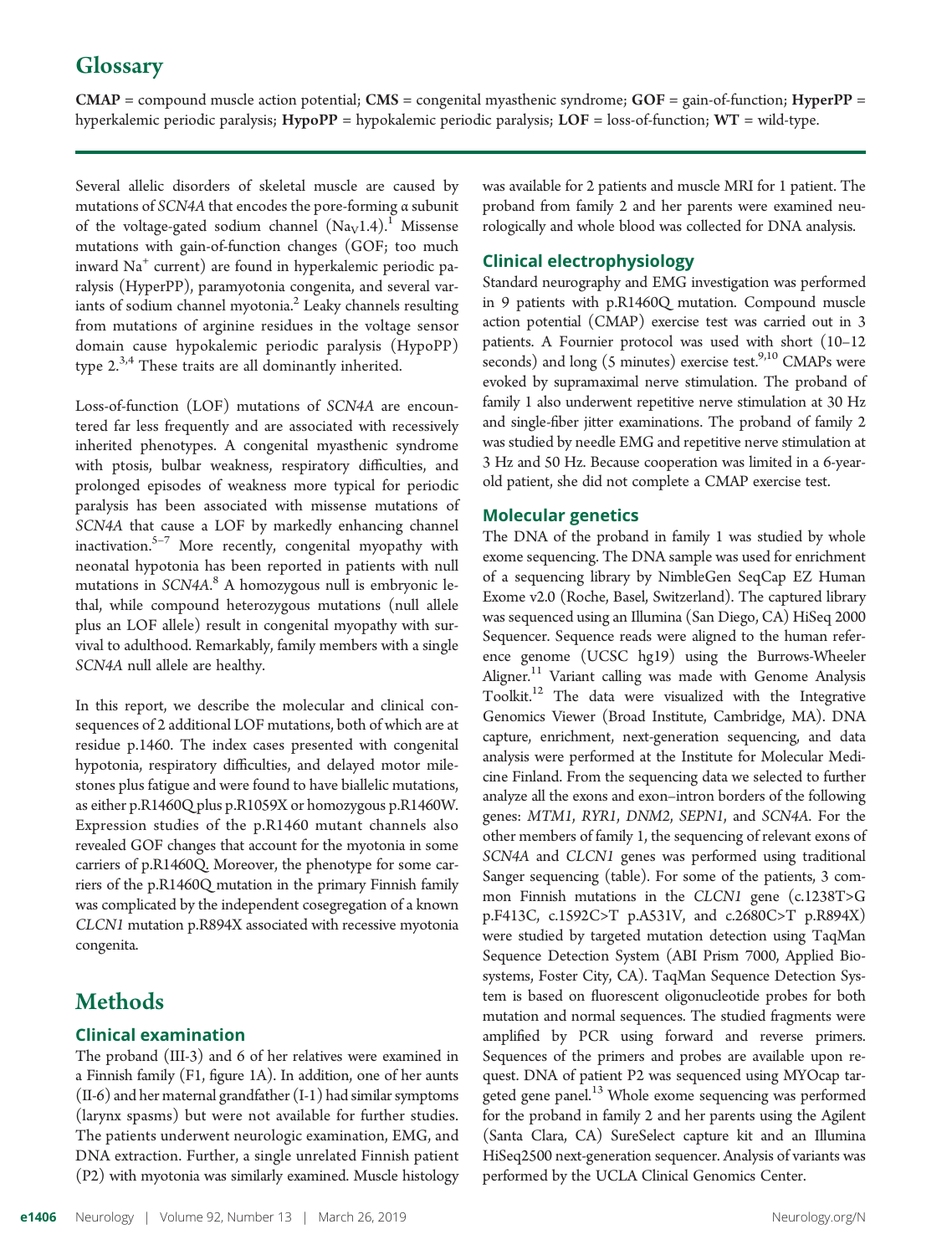# Glossary

**CMAP** = compound muscle action potential; **CMS** = congenital myasthenic syndrome; **GOF** = gain-of-function; **HyperPP** = hyperkalemic periodic paralysis; **HypoPP** = hypokalemic periodic paralysis; **LOF** = loss-of-function; **WT** = wild-type.

Several allelic disorders of skeletal muscle are caused by mutations of *SCN4A* that encodes the pore-forming α subunit of the voltage-gated sodium channel ($Na_V1.4$).[1] Missense mutations with gain-of-function changes (GOF; too much inward $Na^+$ current) are found in hyperkalemic periodic paralysis (HyperPP), paramyotonia congenita, and several variants of sodium channel myotonia.[2] Leaky channels resulting from mutations of arginine residues in the voltage sensor domain cause hypokalemic periodic paralysis (HypoPP) type 2.[3,4] These traits are all dominantly inherited.

Loss-of-function (LOF) mutations of *SCN4A* are encountered far less frequently and are associated with recessively inherited phenotypes. A congenital myasthenic syndrome with ptosis, bulbar weakness, respiratory difficulties, and prolonged episodes of weakness more typical for periodic paralysis has been associated with missense mutations of *SCN4A* that cause a LOF by markedly enhancing channel inactivation.[5–7] More recently, congenital myopathy with neonatal hypotonia has been reported in patients with null mutations in *SCN4A*.[8] A homozygous null is embryonic lethal, while compound heterozygous mutations (null allele plus an LOF allele) result in congenital myopathy with survival to adulthood. Remarkably, family members with a single *SCN4A* null allele are healthy.

In this report, we describe the molecular and clinical consequences of 2 additional LOF mutations, both of which are at residue p.1460. The index cases presented with congenital hypotonia, respiratory difficulties, and delayed motor milestones plus fatigue and were found to have biallelic mutations, as either p.R1460Q plus p.R1059X or homozygous p.R1460W. Expression studies of the p.R1460 mutant channels also revealed GOF changes that account for the myotonia in some carriers of p.R1460Q. Moreover, the phenotype for some carriers of the p.R1460Q mutation in the primary Finnish family was complicated by the independent cosegregation of a known *CLCN1* mutation p.R894X associated with recessive myotonia congenita.

# Methods

## Clinical examination

The proband (III-3) and 6 of her relatives were examined in a Finnish family (F1, figure 1A). In addition, one of her aunts (II-6) and her maternal grandfather (I-1) had similar symptoms (larynx spasms) but were not available for further studies. The patients underwent neurologic examination, EMG, and DNA extraction. Further, a single unrelated Finnish patient (P2) with myotonia was similarly examined. Muscle histology was available for 2 patients and muscle MRI for 1 patient. The proband from family 2 and her parents were examined neurologically and whole blood was collected for DNA analysis.

## Clinical electrophysiology

Standard neurography and EMG investigation was performed in 9 patients with p.R1460Q mutation. Compound muscle action potential (CMAP) exercise test was carried out in 3 patients. A Fournier protocol was used with short (10–12 seconds) and long (5 minutes) exercise test.[9,10] CMAPs were evoked by supramaximal nerve stimulation. The proband of family 1 also underwent repetitive nerve stimulation at 30 Hz and single-fiber jitter examinations. The proband of family 2 was studied by needle EMG and repetitive nerve stimulation at 3 Hz and 50 Hz. Because cooperation was limited in a 6-year-old patient, she did not complete a CMAP exercise test.

## Molecular genetics

The DNA of the proband in family 1 was studied by whole exome sequencing. The DNA sample was used for enrichment of a sequencing library by NimbleGen SeqCap EZ Human Exome v2.0 (Roche, Basel, Switzerland). The captured library was sequenced using an Illumina (San Diego, CA) HiSeq 2000 Sequencer. Sequence reads were aligned to the human reference genome (UCSC hg19) using the Burrows-Wheeler Aligner.[11] Variant calling was made with Genome Analysis Toolkit.[12] The data were visualized with the Integrative Genomics Viewer (Broad Institute, Cambridge, MA). DNA capture, enrichment, next-generation sequencing, and data analysis were performed at the Institute for Molecular Medicine Finland. From the sequencing data we selected to further analyze all the exons and exon–intron borders of the following genes: *MTM1*, *RYR1*, *DNM2*, *SEPN1*, and *SCN4A*. For the other members of family 1, the sequencing of relevant exons of *SCN4A* and *CLCN1* genes was performed using traditional Sanger sequencing (table). For some of the patients, 3 common Finnish mutations in the *CLCN1* gene (c.1238T>G p.F413C, c.1592C>T p.A531V, and c.2680C>T p.R894X) were studied by targeted mutation detection using TaqMan Sequence Detection System (ABI Prism 7000, Applied Biosystems, Foster City, CA). TaqMan Sequence Detection System is based on fluorescent oligonucleotide probes for both mutation and normal sequences. The studied fragments were amplified by PCR using forward and reverse primers. Sequences of the primers and probes are available upon request. DNA of patient P2 was sequenced using MYOcap targeted gene panel.[13] Whole exome sequencing was performed for the proband in family 2 and her parents using the Agilent (Santa Clara, CA) SureSelect capture kit and an Illumina HiSeq2500 next-generation sequencer. Analysis of variants was performed by the UCLA Clinical Genomics Center.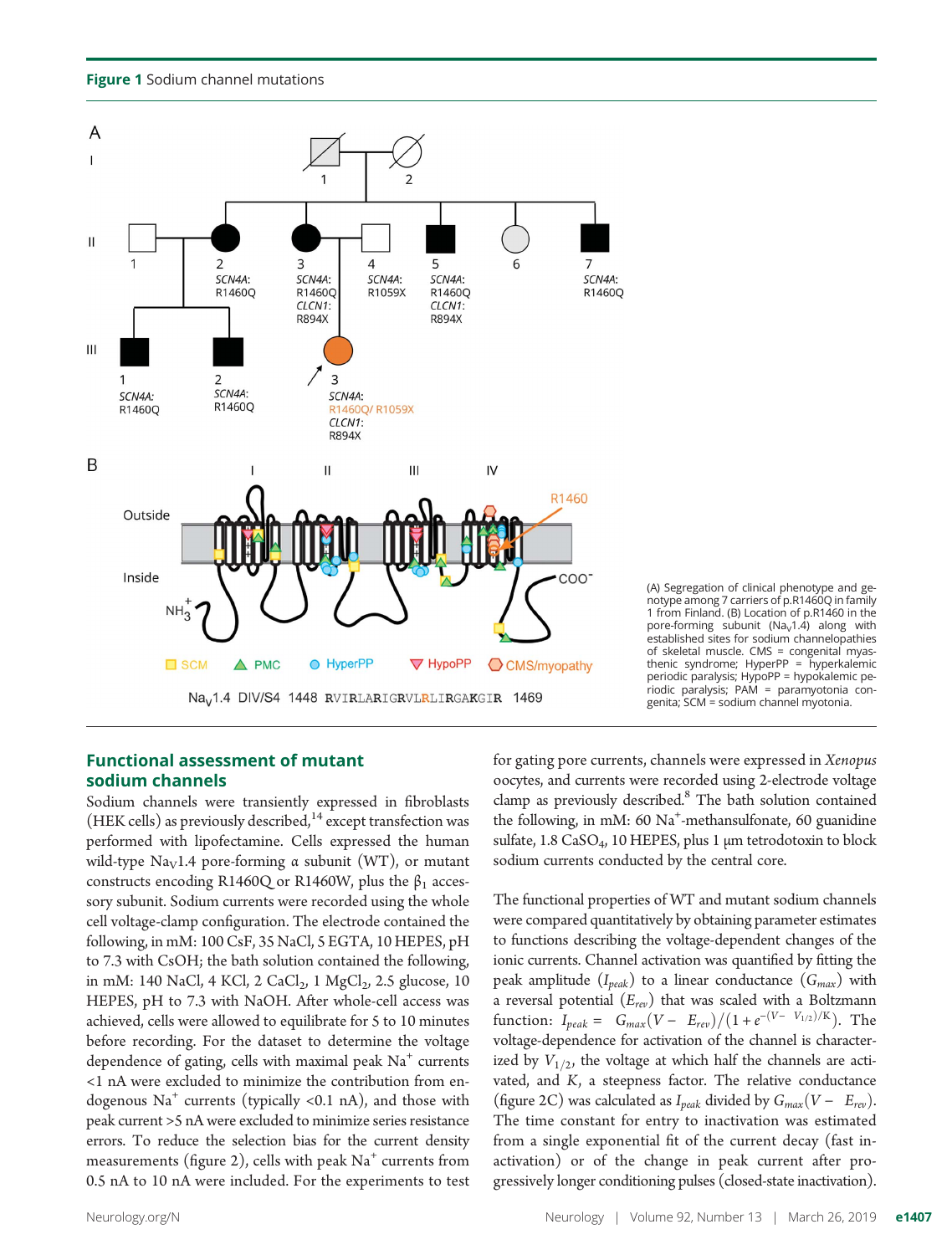**Figure 1** Sodium channel mutations

(A) Segregation of clinical phenotype and genotype among 7 carriers of p.R1460Q in family 1 from Finland. (B) Location of p.R1460 in the pore-forming subunit ($Na_V1.4$) along with established sites for sodium channelopathies of skeletal muscle. CMS = congenital myasthenic syndrome; HyperPP = hyperkalemic periodic paralysis; HypoPP = hypokalemic periodic paralysis; PAM = paramyotonia congenita; SCM = sodium channel myotonia.

## Functional assessment of mutant sodium channels

Sodium channels were transiently expressed in fibroblasts (HEK cells) as previously described,[14] except transfection was performed with lipofectamine. Cells expressed the human wild-type $Na_V1.4$ pore-forming α subunit (WT), or mutant constructs encoding R1460Q or R1460W, plus the $\beta_1$ accessory subunit. Sodium currents were recorded using the whole cell voltage-clamp configuration. The electrode contained the following, in mM: 100 CsF, 35 NaCl, 5 EGTA, 10 HEPES, pH to 7.3 with CsOH; the bath solution contained the following, in mM: 140 NaCl, 4 KCl, 2 $CaCl_2$, 1 $MgCl_2$, 2.5 glucose, 10 HEPES, pH to 7.3 with NaOH. After whole-cell access was achieved, cells were allowed to equilibrate for 5 to 10 minutes before recording. For the dataset to determine the voltage dependence of gating, cells with maximal peak $Na^+$ currents <1 nA were excluded to minimize the contribution from endogenous $Na^+$ currents (typically <0.1 nA), and those with peak current >5 nA were excluded to minimize series resistance errors. To reduce the selection bias for the current density measurements (figure 2), cells with peak $Na^+$ currents from 0.5 nA to 10 nA were included. For the experiments to test for gating pore currents, channels were expressed in *Xenopus* oocytes, and currents were recorded using 2-electrode voltage clamp as previously described.[8] The bath solution contained the following, in mM: 60 $Na^+$-methansulfonate, 60 guanidine sulfate, 1.8 $CaSO_4$, 10 HEPES, plus 1 μm tetrodotoxin to block sodium currents conducted by the central core.

The functional properties of WT and mutant sodium channels were compared quantitatively by obtaining parameter estimates to functions describing the voltage-dependent changes of the ionic currents. Channel activation was quantified by fitting the peak amplitude ($I_{peak}$) to a linear conductance ($G_{max}$) with a reversal potential ($E_{rev}$) that was scaled with a Boltzmann function: $I_{peak} = G_{max}(V - E_{rev})/(1 + e^{-(V - V_{1/2})/K})$. The voltage-dependence for activation of the channel is characterized by $V_{1/2}$, the voltage at which half the channels are activated, and $K$, a steepness factor. The relative conductance (figure 2C) was calculated as $I_{peak}$ divided by $G_{max}(V - E_{rev})$. The time constant for entry to inactivation was estimated from a single exponential fit of the current decay (fast inactivation) or of the change in peak current after progressively longer conditioning pulses (closed-state inactivation).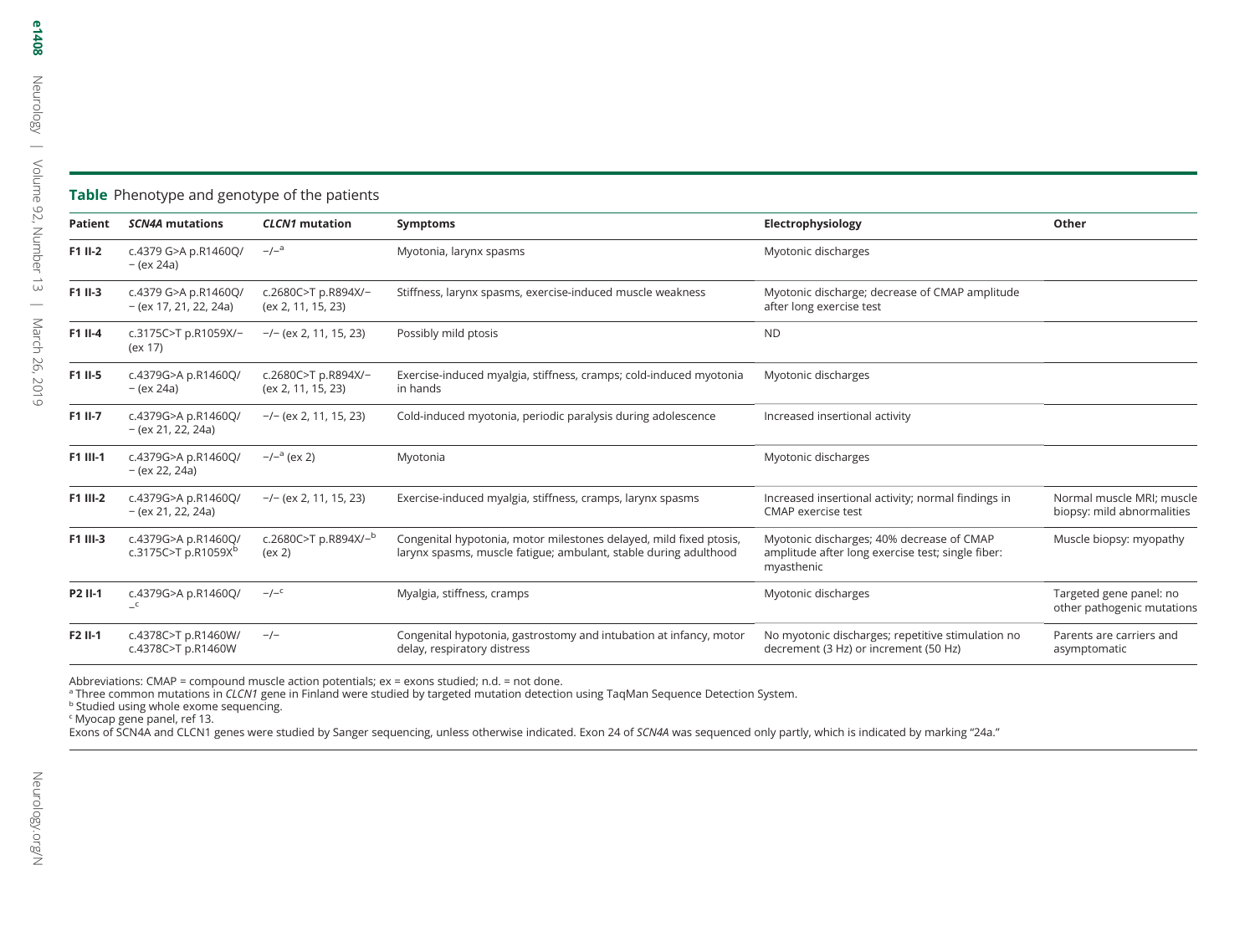**Table** Phenotype and genotype of the patients

| Patient | *SCN4A* mutations | *CLCN1* mutation | Symptoms | Electrophysiology | Other |
|---|---|---|---|---|---|
| **F1 II-2** | c.4379 G>A p.R1460Q/ − (ex 24a) | −/−[a] | Myotonia, larynx spasms | Myotonic discharges | |
| **F1 II-3** | c.4379 G>A p.R1460Q/ − (ex 17, 21, 22, 24a) | c.2680C>T p.R894X/− (ex 2, 11, 15, 23) | Stiffness, larynx spasms, exercise-induced muscle weakness | Myotonic discharge; decrease of CMAP amplitude after long exercise test | |
| **F1 II-4** | c.3175C>T p.R1059X/− (ex 17) | −/− (ex 2, 11, 15, 23) | Possibly mild ptosis | ND | |
| **F1 II-5** | c.4379G>A p.R1460Q/ − (ex 24a) | c.2680C>T p.R894X/− (ex 2, 11, 15, 23) | Exercise-induced myalgia, stiffness, cramps; cold-induced myotonia in hands | Myotonic discharges | |
| **F1 II-7** | c.4379G>A p.R1460Q/ − (ex 21, 22, 24a) | −/− (ex 2, 11, 15, 23) | Cold-induced myotonia, periodic paralysis during adolescence | Increased insertional activity | |
| **F1 III-1** | c.4379G>A p.R1460Q/ − (ex 22, 24a) | −/−[a] (ex 2) | Myotonia | Myotonic discharges | |
| **F1 III-2** | c.4379G>A p.R1460Q/ − (ex 21, 22, 24a) | −/− (ex 2, 11, 15, 23) | Exercise-induced myalgia, stiffness, cramps, larynx spasms | Increased insertional activity; normal findings in CMAP exercise test | Normal muscle MRI; muscle biopsy: mild abnormalities |
| **F1 III-3** | c.4379G>A p.R1460Q/ c.3175C>T p.R1059X[b] | c.2680C>T p.R894X/−[b] (ex 2) | Congenital hypotonia, motor milestones delayed, mild fixed ptosis, larynx spasms, muscle fatigue; ambulant, stable during adulthood | Myotonic discharges; 40% decrease of CMAP amplitude after long exercise test; single fiber: myasthenic | Muscle biopsy: myopathy |
| **P2 II-1** | c.4379G>A p.R1460Q/ −[c] | −/−[c] | Myalgia, stiffness, cramps | Myotonic discharges | Targeted gene panel: no other pathogenic mutations |
| **F2 II-1** | c.4378C>T p.R1460W/ c.4378C>T p.R1460W | −/− | Congenital hypotonia, gastrostomy and intubation at infancy, motor delay, respiratory distress | No myotonic discharges; repetitive stimulation no decrement (3 Hz) or increment (50 Hz) | Parents are carriers and asymptomatic |

Abbreviations: CMAP = compound muscle action potentials; ex = exons studied; n.d. = not done.
[a] Three common mutations in *CLCN1* gene in Finland were studied by targeted mutation detection using TaqMan Sequence Detection System.
[b] Studied using whole exome sequencing.
[c] Myocap gene panel, ref 13.
Exons of SCN4A and CLCN1 genes were studied by Sanger sequencing, unless otherwise indicated. Exon 24 of *SCN4A* was sequenced only partly, which is indicated by marking "24a."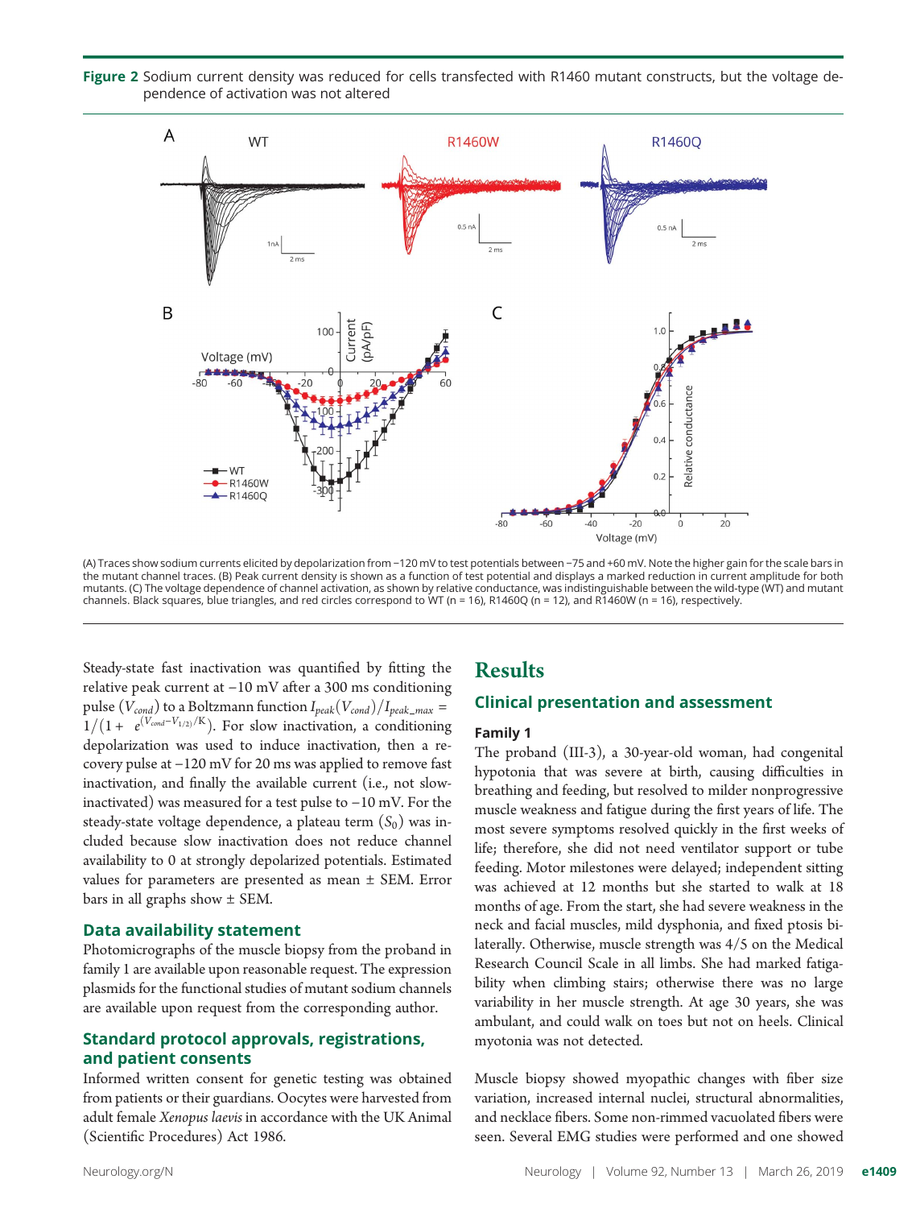**Figure 2** Sodium current density was reduced for cells transfected with R1460 mutant constructs, but the voltage dependence of activation was not altered

(A) Traces show sodium currents elicited by depolarization from −120 mV to test potentials between −75 and +60 mV. Note the higher gain for the scale bars in the mutant channel traces. (B) Peak current density is shown as a function of test potential and displays a marked reduction in current amplitude for both mutants. (C) The voltage dependence of channel activation, as shown by relative conductance, was indistinguishable between the wild-type (WT) and mutant channels. Black squares, blue triangles, and red circles correspond to WT (n = 16), R1460Q (n = 12), and R1460W (n = 16), respectively.

Steady-state fast inactivation was quantified by fitting the relative peak current at −10 mV after a 300 ms conditioning pulse ($V_{cond}$) to a Boltzmann function $I_{peak}(V_{cond})/I_{peak\_max} = 1/(1+ e^{(V_{cond}-V_{1/2})/K})$. For slow inactivation, a conditioning depolarization was used to induce inactivation, then a recovery pulse at −120 mV for 20 ms was applied to remove fast inactivation, and finally the available current (i.e., not slow-inactivated) was measured for a test pulse to −10 mV. For the steady-state voltage dependence, a plateau term ($S_0$) was included because slow inactivation does not reduce channel availability to 0 at strongly depolarized potentials. Estimated values for parameters are presented as mean ± SEM. Error bars in all graphs show ± SEM.

### Data availability statement

Photomicrographs of the muscle biopsy from the proband in family 1 are available upon reasonable request. The expression plasmids for the functional studies of mutant sodium channels are available upon request from the corresponding author.

### Standard protocol approvals, registrations, and patient consents

Informed written consent for genetic testing was obtained from patients or their guardians. Oocytes were harvested from adult female *Xenopus laevis* in accordance with the UK Animal (Scientific Procedures) Act 1986.

# Results

## Clinical presentation and assessment

### Family 1

The proband (III-3), a 30-year-old woman, had congenital hypotonia that was severe at birth, causing difficulties in breathing and feeding, but resolved to milder nonprogressive muscle weakness and fatigue during the first years of life. The most severe symptoms resolved quickly in the first weeks of life; therefore, she did not need ventilator support or tube feeding. Motor milestones were delayed; independent sitting was achieved at 12 months but she started to walk at 18 months of age. From the start, she had severe weakness in the neck and facial muscles, mild dysphonia, and fixed ptosis bilaterally. Otherwise, muscle strength was 4/5 on the Medical Research Council Scale in all limbs. She had marked fatigability when climbing stairs; otherwise there was no large variability in her muscle strength. At age 30 years, she was ambulant, and could walk on toes but not on heels. Clinical myotonia was not detected.

Muscle biopsy showed myopathic changes with fiber size variation, increased internal nuclei, structural abnormalities, and necklace fibers. Some non-rimmed vacuolated fibers were seen. Several EMG studies were performed and one showed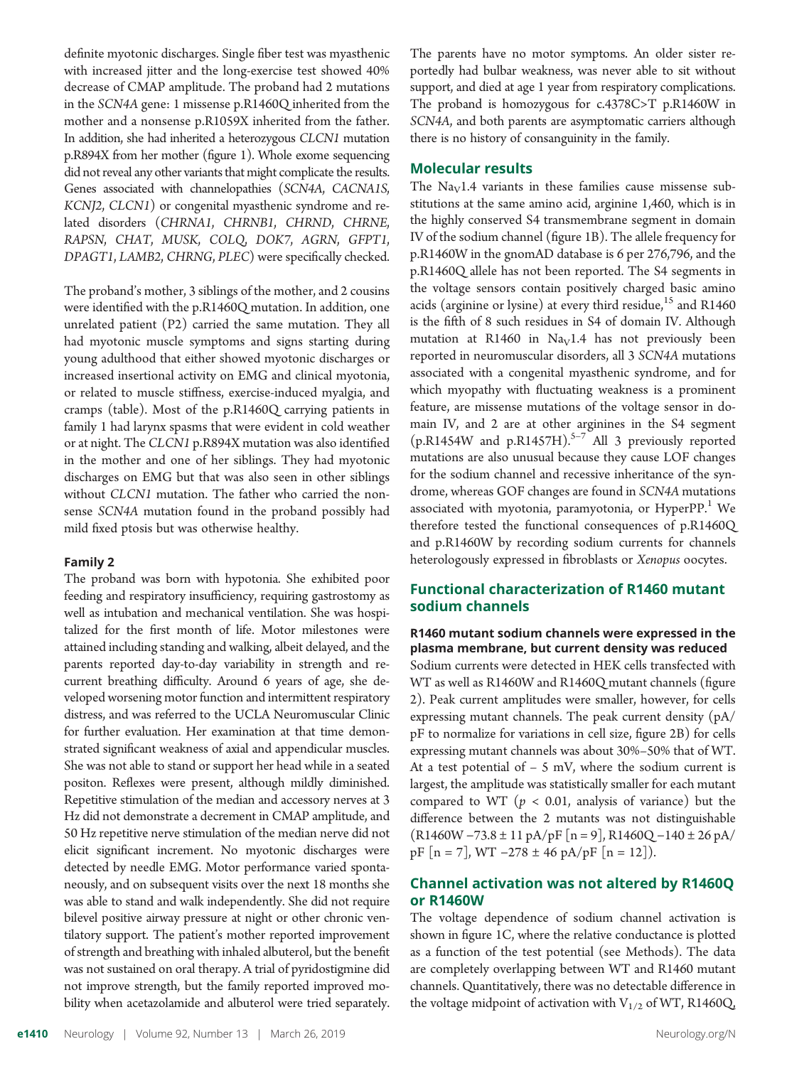definite myotonic discharges. Single fiber test was myasthenic with increased jitter and the long-exercise test showed 40% decrease of CMAP amplitude. The proband had 2 mutations in the *SCN4A* gene: 1 missense p.R1460Q inherited from the mother and a nonsense p.R1059X inherited from the father. In addition, she had inherited a heterozygous *CLCN1* mutation p.R894X from her mother (figure 1). Whole exome sequencing did not reveal any other variants that might complicate the results. Genes associated with channelopathies (*SCN4A*, *CACNA1S*, *KCNJ2*, *CLCN1*) or congenital myasthenic syndrome and related disorders (*CHRNA1*, *CHRNB1*, *CHRND*, *CHRNE*, *RAPSN*, *CHAT*, *MUSK*, *COLQ*, *DOK7*, *AGRN*, *GFPT1*, *DPAGT1*, *LAMB2*, *CHRNG*, *PLEC*) were specifically checked.

The proband's mother, 3 siblings of the mother, and 2 cousins were identified with the p.R1460Q mutation. In addition, one unrelated patient (P2) carried the same mutation. They all had myotonic muscle symptoms and signs starting during young adulthood that either showed myotonic discharges or increased insertional activity on EMG and clinical myotonia, or related to muscle stiffness, exercise-induced myalgia, and cramps (table). Most of the p.R1460Q carrying patients in family 1 had larynx spasms that were evident in cold weather or at night. The *CLCN1* p.R894X mutation was also identified in the mother and one of her siblings. They had myotonic discharges on EMG but that was also seen in other siblings without *CLCN1* mutation. The father who carried the nonsense *SCN4A* mutation found in the proband possibly had mild fixed ptosis but was otherwise healthy.

#### Family 2

The proband was born with hypotonia. She exhibited poor feeding and respiratory insufficiency, requiring gastrostomy as well as intubation and mechanical ventilation. She was hospitalized for the first month of life. Motor milestones were attained including standing and walking, albeit delayed, and the parents reported day-to-day variability in strength and recurrent breathing difficulty. Around 6 years of age, she developed worsening motor function and intermittent respiratory distress, and was referred to the UCLA Neuromuscular Clinic for further evaluation. Her examination at that time demonstrated significant weakness of axial and appendicular muscles. She was not able to stand or support her head while in a seated positon. Reflexes were present, although mildly diminished. Repetitive stimulation of the median and accessory nerves at 3 Hz did not demonstrate a decrement in CMAP amplitude, and 50 Hz repetitive nerve stimulation of the median nerve did not elicit significant increment. No myotonic discharges were detected by needle EMG. Motor performance varied spontaneously, and on subsequent visits over the next 18 months she was able to stand and walk independently. She did not require bilevel positive airway pressure at night or other chronic ventilatory support. The patient's mother reported improvement of strength and breathing with inhaled albuterol, but the benefit was not sustained on oral therapy. A trial of pyridostigmine did not improve strength, but the family reported improved mobility when acetazolamide and albuterol were tried separately. The parents have no motor symptoms. An older sister reportedly had bulbar weakness, was never able to sit without support, and died at age 1 year from respiratory complications. The proband is homozygous for c.4378C>T p.R1460W in *SCN4A*, and both parents are asymptomatic carriers although there is no history of consanguinity in the family.

## Molecular results

The $Na_V1.4$ variants in these families cause missense substitutions at the same amino acid, arginine 1,460, which is in the highly conserved S4 transmembrane segment in domain IV of the sodium channel (figure 1B). The allele frequency for p.R1460W in the gnomAD database is 6 per 276,796, and the p.R1460Q allele has not been reported. The S4 segments in the voltage sensors contain positively charged basic amino acids (arginine or lysine) at every third residue,[15] and R1460 is the fifth of 8 such residues in S4 of domain IV. Although mutation at R1460 in $Na_V1.4$ has not previously been reported in neuromuscular disorders, all 3 *SCN4A* mutations associated with a congenital myasthenic syndrome, and for which myopathy with fluctuating weakness is a prominent feature, are missense mutations of the voltage sensor in domain IV, and 2 are at other arginines in the S4 segment (p.R1454W and p.R1457H).[5–7] All 3 previously reported mutations are also unusual because they cause LOF changes for the sodium channel and recessive inheritance of the syndrome, whereas GOF changes are found in *SCN4A* mutations associated with myotonia, paramyotonia, or HyperPP.[1] We therefore tested the functional consequences of p.R1460Q and p.R1460W by recording sodium currents for channels heterologously expressed in fibroblasts or *Xenopus* oocytes.

## Functional characterization of R1460 mutant sodium channels

#### R1460 mutant sodium channels were expressed in the plasma membrane, but current density was reduced

Sodium currents were detected in HEK cells transfected with WT as well as R1460W and R1460Q mutant channels (figure 2). Peak current amplitudes were smaller, however, for cells expressing mutant channels. The peak current density (pA/pF to normalize for variations in cell size, figure 2B) for cells expressing mutant channels was about 30%–50% that of WT. At a test potential of − 5 mV, where the sodium current is largest, the amplitude was statistically smaller for each mutant compared to WT ($p < 0.01$, analysis of variance) but the difference between the 2 mutants was not distinguishable (R1460W −73.8 ± 11 pA/pF [n = 9], R1460Q −140 ± 26 pA/pF [n = 7], WT −278 ± 46 pA/pF [n = 12]).

## Channel activation was not altered by R1460Q or R1460W

The voltage dependence of sodium channel activation is shown in figure 1C, where the relative conductance is plotted as a function of the test potential (see Methods). The data are completely overlapping between WT and R1460 mutant channels. Quantitatively, there was no detectable difference in the voltage midpoint of activation with $V_{1/2}$ of WT, R1460Q,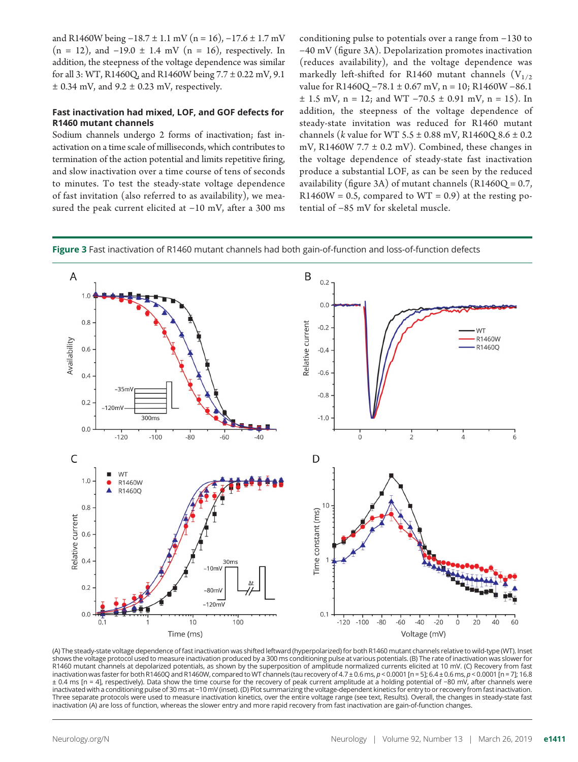and R1460W being −18.7 ± 1.1 mV (n = 16), −17.6 ± 1.7 mV (n = 12), and −19.0 ± 1.4 mV (n = 16), respectively. In addition, the steepness of the voltage dependence was similar for all 3: WT, R1460Q, and R1460W being 7.7 ± 0.22 mV, 9.1 ± 0.34 mV, and 9.2 ± 0.23 mV, respectively.

### Fast inactivation had mixed, LOF, and GOF defects for R1460 mutant channels

Sodium channels undergo 2 forms of inactivation; fast inactivation on a time scale of milliseconds, which contributes to termination of the action potential and limits repetitive firing, and slow inactivation over a time course of tens of seconds to minutes. To test the steady-state voltage dependence of fast invitation (also referred to as availability), we measured the peak current elicited at −10 mV, after a 300 ms conditioning pulse to potentials over a range from −130 to −40 mV (figure 3A). Depolarization promotes inactivation (reduces availability), and the voltage dependence was markedly left-shifted for R1460 mutant channels ($V_{1/2}$ value for R1460Q −78.1 ± 0.67 mV, n = 10; R1460W −86.1 ± 1.5 mV, n = 12; and WT −70.5 ± 0.91 mV, n = 15). In addition, the steepness of the voltage dependence of steady-state invitation was reduced for R1460 mutant channels (*k* value for WT 5.5 ± 0.88 mV, R1460Q 8.6 ± 0.2 mV, R1460W 7.7 ± 0.2 mV). Combined, these changes in the voltage dependence of steady-state fast inactivation produce a substantial LOF, as can be seen by the reduced availability (figure 3A) of mutant channels (R1460Q = 0.7, R1460W = 0.5, compared to WT = 0.9) at the resting potential of −85 mV for skeletal muscle.

**Figure 3** Fast inactivation of R1460 mutant channels had both gain-of-function and loss-of-function defects

(A) The steady-state voltage dependence of fast inactivation was shifted leftward (hyperpolarized) for both R1460 mutant channels relative to wild-type (WT). Inset shows the voltage protocol used to measure inactivation produced by a 300 ms conditioning pulse at various potentials. (B) The rate of inactivation was slower for R1460 mutant channels at depolarized potentials, as shown by the superposition of amplitude normalized currents elicited at 10 mV. (C) Recovery from fast inactivation was faster for both R1460Q and R1460W, compared to WT channels (tau recovery of 4.7 ± 0.6 ms, $p < 0.0001$ [n = 5]; 6.4 ± 0.6 ms, $p < 0.0001$ [n = 7]; 16.8 ± 0.4 ms [n = 4], respectively). Data show the time course for the recovery of peak current amplitude at a holding potential of −80 mV, after channels were inactivated with a conditioning pulse of 30 ms at −10 mV (inset). (D) Plot summarizing the voltage-dependent kinetics for entry to or recovery from fast inactivation. Three separate protocols were used to measure inactivation kinetics, over the entire voltage range (see text, Results). Overall, the changes in steady-state fast inactivation (A) are loss of function, whereas the slower entry and more rapid recovery from fast inactivation are gain-of-function changes.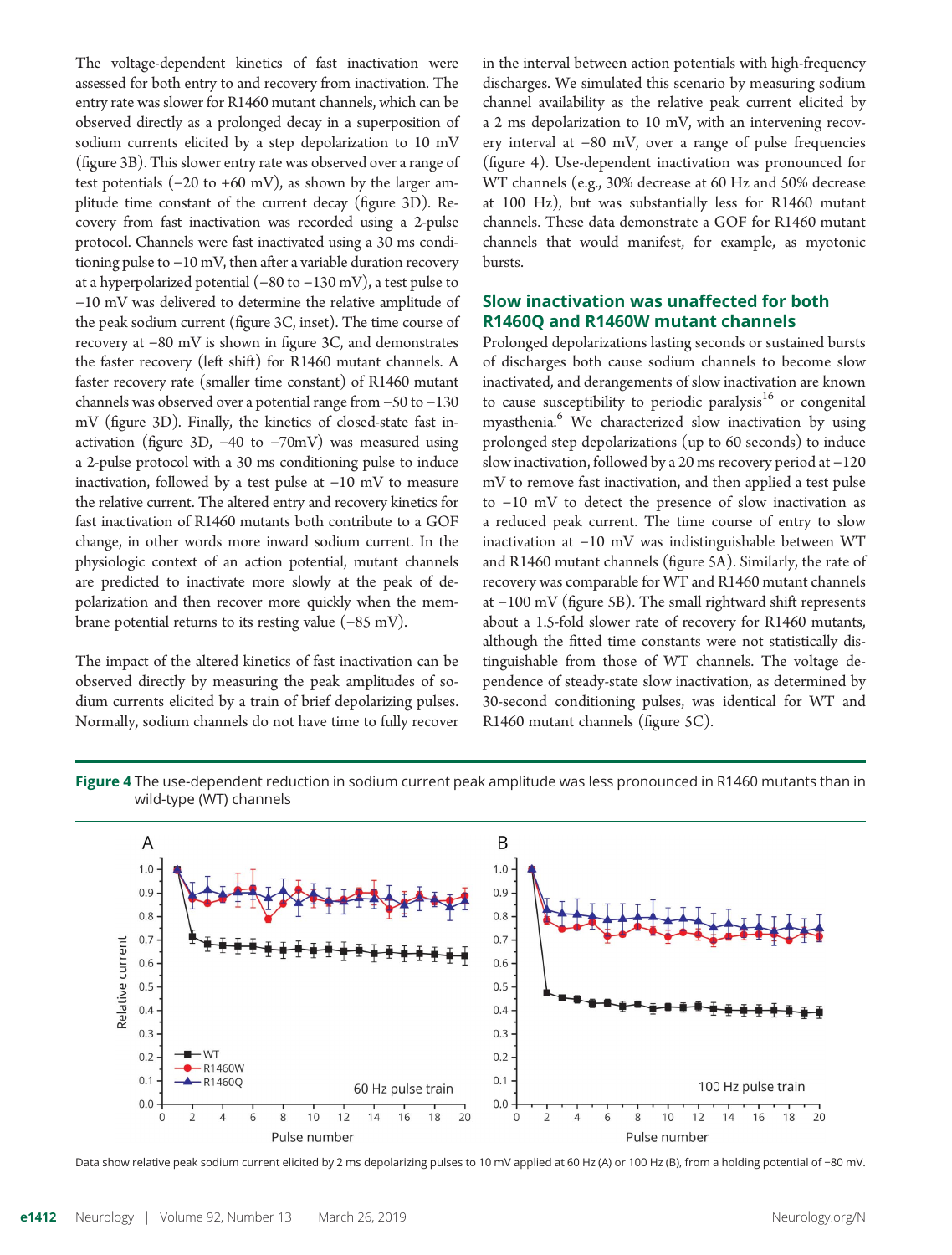The voltage-dependent kinetics of fast inactivation were assessed for both entry to and recovery from inactivation. The entry rate was slower for R1460 mutant channels, which can be observed directly as a prolonged decay in a superposition of sodium currents elicited by a step depolarization to 10 mV (figure 3B). This slower entry rate was observed over a range of test potentials (−20 to +60 mV), as shown by the larger amplitude time constant of the current decay (figure 3D). Recovery from fast inactivation was recorded using a 2-pulse protocol. Channels were fast inactivated using a 30 ms conditioning pulse to −10 mV, then after a variable duration recovery at a hyperpolarized potential (−80 to −130 mV), a test pulse to −10 mV was delivered to determine the relative amplitude of the peak sodium current (figure 3C, inset). The time course of recovery at −80 mV is shown in figure 3C, and demonstrates the faster recovery (left shift) for R1460 mutant channels. A faster recovery rate (smaller time constant) of R1460 mutant channels was observed over a potential range from −50 to −130 mV (figure 3D). Finally, the kinetics of closed-state fast inactivation (figure 3D, −40 to −70mV) was measured using a 2-pulse protocol with a 30 ms conditioning pulse to induce inactivation, followed by a test pulse at −10 mV to measure the relative current. The altered entry and recovery kinetics for fast inactivation of R1460 mutants both contribute to a GOF change, in other words more inward sodium current. In the physiologic context of an action potential, mutant channels are predicted to inactivate more slowly at the peak of depolarization and then recover more quickly when the membrane potential returns to its resting value (−85 mV).

The impact of the altered kinetics of fast inactivation can be observed directly by measuring the peak amplitudes of sodium currents elicited by a train of brief depolarizing pulses. Normally, sodium channels do not have time to fully recover in the interval between action potentials with high-frequency discharges. We simulated this scenario by measuring sodium channel availability as the relative peak current elicited by a 2 ms depolarization to 10 mV, with an intervening recovery interval at −80 mV, over a range of pulse frequencies (figure 4). Use-dependent inactivation was pronounced for WT channels (e.g., 30% decrease at 60 Hz and 50% decrease at 100 Hz), but was substantially less for R1460 mutant channels. These data demonstrate a GOF for R1460 mutant channels that would manifest, for example, as myotonic bursts.

## Slow inactivation was unaffected for both R1460Q and R1460W mutant channels

Prolonged depolarizations lasting seconds or sustained bursts of discharges both cause sodium channels to become slow inactivated, and derangements of slow inactivation are known to cause susceptibility to periodic paralysis[16] or congenital myasthenia.[6] We characterized slow inactivation by using prolonged step depolarizations (up to 60 seconds) to induce slow inactivation, followed by a 20 ms recovery period at −120 mV to remove fast inactivation, and then applied a test pulse to −10 mV to detect the presence of slow inactivation as a reduced peak current. The time course of entry to slow inactivation at −10 mV was indistinguishable between WT and R1460 mutant channels (figure 5A). Similarly, the rate of recovery was comparable for WT and R1460 mutant channels at −100 mV (figure 5B). The small rightward shift represents about a 1.5-fold slower rate of recovery for R1460 mutants, although the fitted time constants were not statistically distinguishable from those of WT channels. The voltage dependence of steady-state slow inactivation, as determined by 30-second conditioning pulses, was identical for WT and R1460 mutant channels (figure 5C).

**Figure 4** The use-dependent reduction in sodium current peak amplitude was less pronounced in R1460 mutants than in wild-type (WT) channels

Data show relative peak sodium current elicited by 2 ms depolarizing pulses to 10 mV applied at 60 Hz (A) or 100 Hz (B), from a holding potential of −80 mV.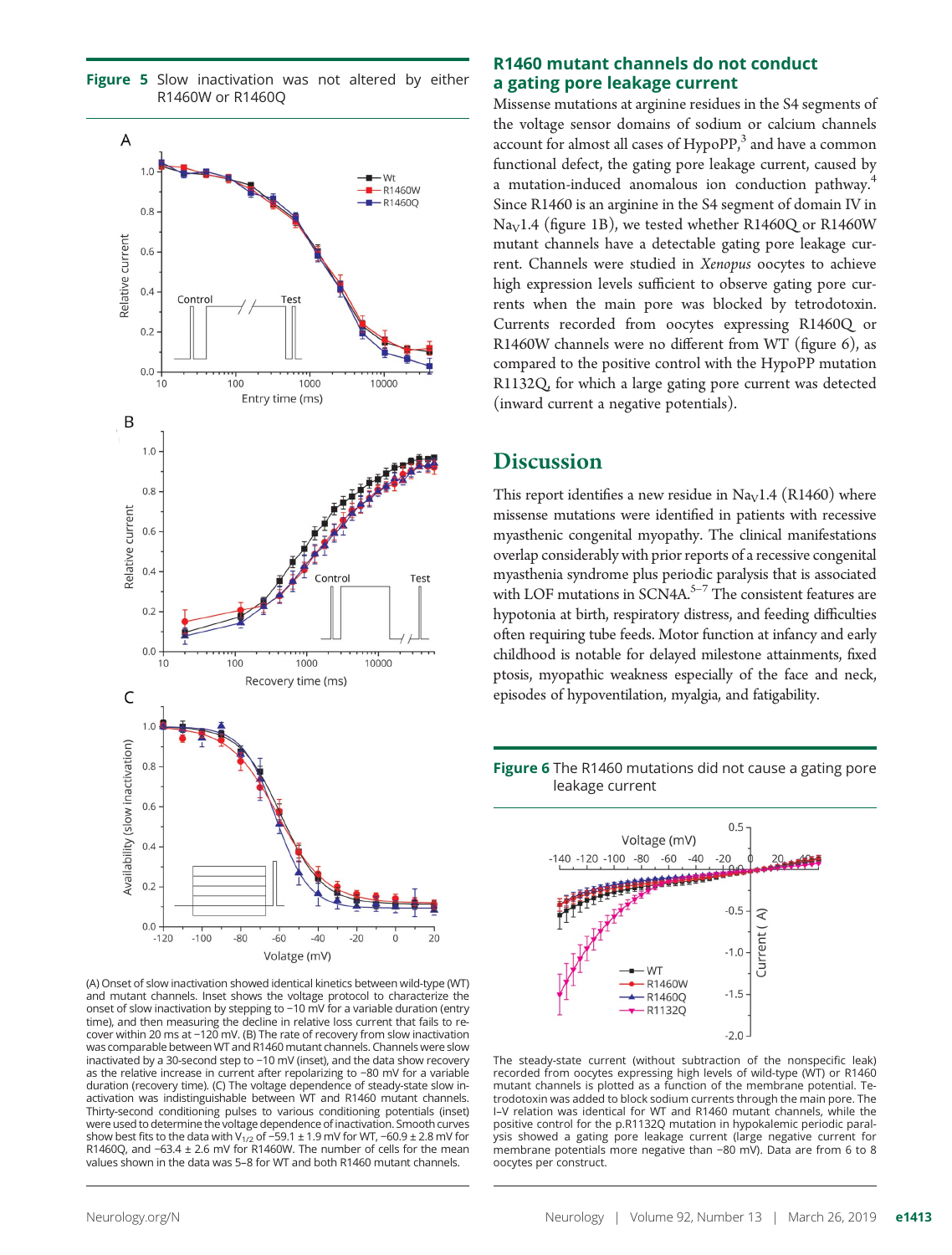**Figure 5** Slow inactivation was not altered by either R1460W or R1460Q

(A) Onset of slow inactivation showed identical kinetics between wild-type (WT) and mutant channels. Inset shows the voltage protocol to characterize the onset of slow inactivation by stepping to −10 mV (inset) for a variable duration (entry time), and then measuring the decline in relative loss current that fails to recover within 20 ms at −120 mV. (B) The rate of recovery from slow inactivation was comparable between WT and R1460 mutant channels. Channels were slow inactivated by a 30-second step to −10 mV (inset), and the data show recovery as the relative increase in current after repolarizing to −80 mV for a variable duration (recovery time). (C) The voltage dependence of steady-state slow inactivation was indistinguishable between WT and R1460 mutant channels. Thirty-second conditioning pulses to various conditioning potentials (inset) were used to determine the voltage dependence of inactivation. Smooth curves show best fits to the data with $V_{1/2}$ of −59.1 ± 1.9 mV for WT, −60.9 ± 2.8 mV for R1460Q, and −63.4 ± 2.6 mV for R1460W. The number of cells for the mean values shown in the data was 5–8 for WT and both R1460 mutant channels.

## R1460 mutant channels do not conduct a gating pore leakage current

Missense mutations at arginine residues in the S4 segments of the voltage sensor domains of sodium or calcium channels account for almost all cases of HypoPP,[3] and have a common functional defect, the gating pore leakage current, caused by a mutation-induced anomalous ion conduction pathway.[4] Since R1460 is an arginine in the S4 segment of domain IV in $Na_V1.4$ (figure 1B), we tested whether R1460Q or R1460W mutant channels have a detectable gating pore leakage current. Channels were studied in *Xenopus* oocytes to achieve high expression levels sufficient to observe gating pore currents when the main pore was blocked by tetrodotoxin. Currents recorded from oocytes expressing R1460Q or R1460W channels were no different from WT (figure 6), as compared to the positive control with the HypoPP mutation R1132Q, for which a large gating pore current was detected (inward current a negative potentials).

# Discussion

This report identifies a new residue in $Na_V1.4$ (R1460) where missense mutations were identified in patients with recessive myasthenic congenital myopathy. The clinical manifestations overlap considerably with prior reports of a recessive congenital myasthenia syndrome plus periodic paralysis that is associated with LOF mutations in SCN4A.[5–7] The consistent features are hypotonia at birth, respiratory distress, and feeding difficulties often requiring tube feeds. Motor function at infancy and early childhood is notable for delayed milestone attainments, fixed ptosis, myopathic weakness especially of the face and neck, episodes of hypoventilation, myalgia, and fatigability.

**Figure 6** The R1460 mutations did not cause a gating pore leakage current

The steady-state current (without subtraction of the nonspecific leak) recorded from oocytes expressing high levels of wild-type (WT) or R1460 mutant channels is plotted as a function of the membrane potential. Tetrodotoxin was added to block sodium currents through the main pore. The I–V relation was identical for WT and R1460 mutant channels, while the positive control for the p.R1132Q mutation in hypokalemic periodic paralysis showed a gating pore leakage current (large negative current for membrane potentials more negative than −80 mV). Data are from 6 to 8 oocytes per construct.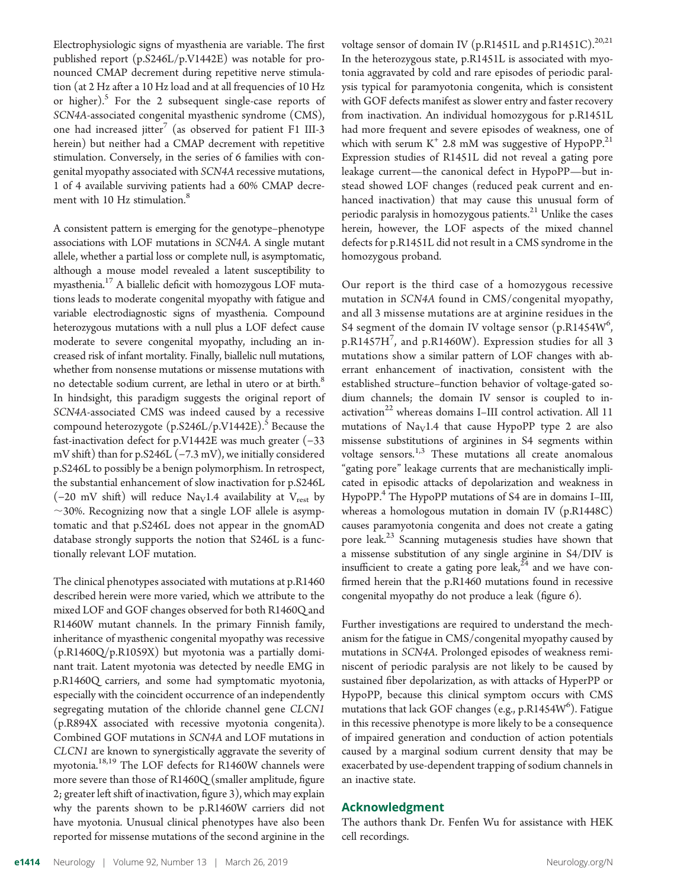Electrophysiologic signs of myasthenia are variable. The first published report (p.S246L/p.V1442E) was notable for pronounced CMAP decrement during repetitive nerve stimulation (at 2 Hz after a 10 Hz load and at all frequencies of 10 Hz or higher).[5] For the 2 subsequent single-case reports of *SCN4A*-associated congenital myasthenic syndrome (CMS), one had increased jitter[7] (as observed for patient F1 III-3 herein) but neither had a CMAP decrement with repetitive stimulation. Conversely, in the series of 6 families with congenital myopathy associated with *SCN4A* recessive mutations, 1 of 4 available surviving patients had a 60% CMAP decrement with 10 Hz stimulation.[8]

A consistent pattern is emerging for the genotype–phenotype associations with LOF mutations in *SCN4A*. A single mutant allele, whether a partial loss or complete null, is asymptomatic, although a mouse model revealed a latent susceptibility to myasthenia.[17] A biallelic deficit with homozygous LOF mutations leads to moderate congenital myopathy with fatigue and variable electrodiagnostic signs of myasthenia. Compound heterozygous mutations with a null plus a LOF defect cause moderate to severe congenital myopathy, including an increased risk of infant mortality. Finally, biallelic null mutations, whether from nonsense mutations or missense mutations with no detectable sodium current, are lethal in utero or at birth.[8] In hindsight, this paradigm suggests the original report of *SCN4A*-associated CMS was indeed caused by a recessive compound heterozygote (p.S246L/p.V1442E).[5] Because the fast-inactivation defect for p.V1442E was much greater (−33 mV shift) than for p.S246L (−7.3 mV), we initially considered p.S246L to possibly be a benign polymorphism. In retrospect, the substantial enhancement of slow inactivation for p.S246L (−20 mV shift) will reduce $Na_V1.4$ availability at $V_{rest}$ by ~30%. Recognizing now that a single LOF allele is asymptomatic and that p.S246L does not appear in the gnomAD database strongly supports the notion that S246L is a functionally relevant LOF mutation.

The clinical phenotypes associated with mutations at p.R1460 described herein were more varied, which we attribute to the mixed LOF and GOF changes observed for both R1460Q and R1460W mutant channels. In the primary Finnish family, inheritance of myasthenic congenital myopathy was recessive (p.R1460Q/p.R1059X) but myotonia was a partially dominant trait. Latent myotonia was detected by needle EMG in p.R1460Q carriers, and some had symptomatic myotonia, especially with the coincident occurrence of an independently segregating mutation of the chloride channel gene *CLCN1* (p.R894X associated with recessive myotonia congenita). Combined GOF mutations in *SCN4A* and LOF mutations in *CLCN1* are known to synergistically aggravate the severity of myotonia.[18,19] The LOF defects for R1460W channels were more severe than those of R1460Q (smaller amplitude, figure 2; greater left shift of inactivation, figure 3), which may explain why the parents shown to be p.R1460W carriers did not have myotonia. Unusual clinical phenotypes have also been reported for missense mutations of the second arginine in the voltage sensor of domain IV (p.R1451L and p.R1451C).[20,21] In the heterozygous state, p.R1451L is associated with myotonia aggravated by cold and rare episodes of periodic paralysis typical for paramyotonia congenita, which is consistent with GOF defects manifest as slower entry and faster recovery from inactivation. An individual homozygous for p.R1451L had more frequent and severe episodes of weakness, one of which with serum $K^+$ 2.8 mM was suggestive of HypoPP.[21] Expression studies of R1451L did not reveal a gating pore leakage current—the canonical defect in HypoPP—but instead showed LOF changes (reduced peak current and enhanced inactivation) that may cause this unusual form of periodic paralysis in homozygous patients.[21] Unlike the cases herein, however, the LOF aspects of the mixed channel defects for p.R1451L did not result in a CMS syndrome in the homozygous proband.

Our report is the third case of a homozygous recessive mutation in *SCN4A* found in CMS/congenital myopathy, and all 3 missense mutations are at arginine residues in the S4 segment of the domain IV voltage sensor (p.R1454W[6], p.R1457H[7], and p.R1460W). Expression studies for all 3 mutations show a similar pattern of LOF changes with aberrant enhancement of inactivation, consistent with the established structure–function behavior of voltage-gated sodium channels; the domain IV sensor is coupled to inactivation[22] whereas domains I–III control activation. All 11 mutations of $Na_V1.4$ that cause HypoPP type 2 are also missense substitutions of arginines in S4 segments within voltage sensors.[1,3] These mutations all create anomalous "gating pore" leakage currents that are mechanistically implicated in episodic attacks of depolarization and weakness in HypoPP.[4] The HypoPP mutations of S4 are in domains I–III, whereas a homologous mutation in domain IV (p.R1448C) causes paramyotonia congenita and does not create a gating pore leak.[23] Scanning mutagenesis studies have shown that a missense substitution of any single arginine in S4/DIV is insufficient to create a gating pore leak,[24] and we have confirmed herein that the p.R1460 mutations found in recessive congenital myopathy do not produce a leak (figure 6).

Further investigations are required to understand the mechanism for the fatigue in CMS/congenital myopathy caused by mutations in *SCN4A*. Prolonged episodes of weakness reminiscent of periodic paralysis are not likely to be caused by sustained fiber depolarization, as with attacks of HyperPP or HypoPP, because this clinical symptom occurs with CMS mutations that lack GOF changes (e.g., p.R1454W[6]). Fatigue in this recessive phenotype is more likely to be a consequence of impaired generation and conduction of action potentials caused by a marginal sodium current density that may be exacerbated by use-dependent trapping of sodium channels in an inactive state.

## Acknowledgment

The authors thank Dr. Fenfen Wu for assistance with HEK cell recordings.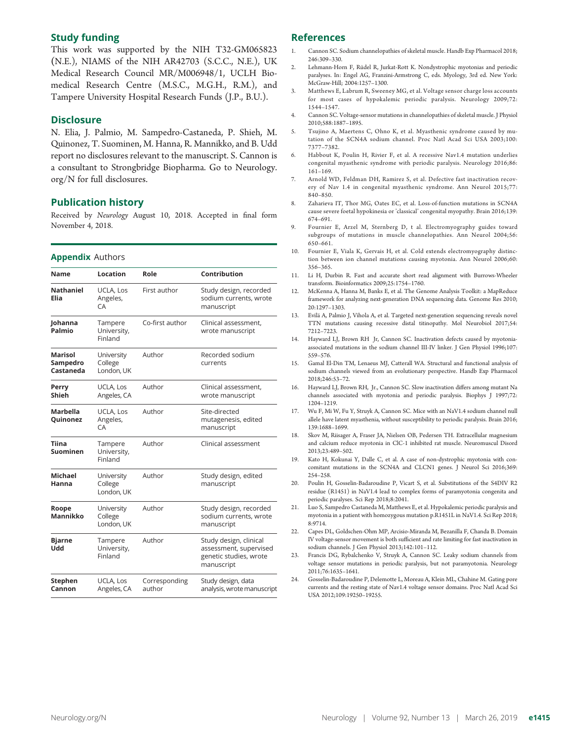## Study funding

This work was supported by the NIH T32-GM065823 (N.E.), NIAMS of the NIH AR42703 (S.C.C., N.E.), UK Medical Research Council MR/M006948/1, UCLH Biomedical Research Centre (M.S.C., M.G.H., R.M.), and Tampere University Hospital Research Funds (J.P., B.U.).

## Disclosure

N. Elia, J. Palmio, M. Sampedro-Castaneda, P. Shieh, M. Quinonez, T. Suominen, M. Hanna, R. Mannikko, and B. Udd report no disclosures relevant to the manuscript. S. Cannon is a consultant to Strongbridge Biopharma. Go to Neurology.org/N for full disclosures.

## Publication history

Received by *Neurology* August 10, 2018. Accepted in final form November 4, 2018.

### Appendix Authors

| Name | Location | Role | Contribution |
|---|---|---|---|
| **Nathaniel Elia** | UCLA, Los Angeles, CA | First author | Study design, recorded sodium currents, wrote manuscript |
| **Johanna Palmio** | Tampere University, Finland | Co-first author | Clinical assessment, wrote manuscript |
| **Marisol Sampedro Castaneda** | University College London, UK | Author | Recorded sodium currents |
| **Perry Shieh** | UCLA, Los Angeles, CA | Author | Clinical assessment, wrote manuscript |
| **Marbella Quinonez** | UCLA, Los Angeles, CA | Author | Site-directed mutagenesis, edited manuscript |
| **Tiina Suominen** | Tampere University, Finland | Author | Clinical assessment |
| **Michael Hanna** | University College London, UK | Author | Study design, edited manuscript |
| **Roope Mannikko** | University College London, UK | Author | Study design, recorded sodium currents, wrote manuscript |
| **Bjarne Udd** | Tampere University, Finland | Author | Study design, clinical assessment, supervised genetic studies, wrote manuscript |
| **Stephen Cannon** | UCLA, Los Angeles, CA | Corresponding author | Study design, data analysis, wrote manuscript |

## References

1. Cannon SC. Sodium channelopathies of skeletal muscle. Handb Exp Pharmacol 2018;246:309–330.
2. Lehmann-Horn F, Rüdel R, Jurkat-Rott K. Nondystrophic myotonias and periodic paralyses. In: Engel AG, Franzini-Armstrong C, eds. Myology, 3rd ed. New York: McGraw-Hill; 2004:1257–1300.
3. Matthews E, Labrum R, Sweeney MG, et al. Voltage sensor charge loss accounts for most cases of hypokalemic periodic paralysis. Neurology 2009;72:1544–1547.
4. Cannon SC. Voltage-sensor mutations in channelopathies of skeletal muscle. J Physiol 2010;588:1887–1895.
5. Tsujino A, Maertens C, Ohno K, et al. Myasthenic syndrome caused by mutation of the SCN4A sodium channel. Proc Natl Acad Sci USA 2003;100:7377–7382.
6. Habbout K, Poulin H, Rivier F, et al. A recessive Nav1.4 mutation underlies congenital myasthenic syndrome with periodic paralysis. Neurology 2016;86:161–169.
7. Arnold WD, Feldman DH, Ramirez S, et al. Defective fast inactivation recovery of Nav 1.4 in congenital myasthenic syndrome. Ann Neurol 2015;77:840–850.
8. Zaharieva IT, Thor MG, Oates EC, et al. Loss-of-function mutations in SCN4A cause severe foetal hypokinesia or 'classical' congenital myopathy. Brain 2016;139:674–691.
9. Fournier E, Arzel M, Sternberg D, t al. Electromyography guides toward subgroups of mutations in muscle channelopathies. Ann Neurol 2004;56:650–661.
10. Fournier E, Viala K, Gervais H, et al. Cold extends electromyography distinction between ion channel mutations causing myotonia. Ann Neurol 2006;60:356–365.
11. Li H, Durbin R. Fast and accurate short read alignment with Burrows-Wheeler transform. Bioinformatics 2009;25:1754–1760.
12. McKenna A, Hanna M, Banks E, et al. The Genome Analysis Toolkit: a MapReduce framework for analyzing next-generation DNA sequencing data. Genome Res 2010;20:1297–1303.
13. Evilä A, Palmio J, Vihola A, et al. Targeted next-generation sequencing reveals novel TTN mutations causing recessive distal titinopathy. Mol Neurobiol 2017;54:7212–7223.
14. Hayward LJ, Brown RH Jr, Cannon SC. Inactivation defects caused by myotonia-associated mutations in the sodium channel III-IV linker. J Gen Physiol 1996;107:559–576.
15. Gamal El-Din TM, Lenaeus MJ, Catterall WA. Structural and functional analysis of sodium channels viewed from an evolutionary perspective. Handb Exp Pharmacol 2018;246:53–72.
16. Hayward LJ, Brown RH, Jr., Cannon SC. Slow inactivation differs among mutant Na channels associated with myotonia and periodic paralysis. Biophys J 1997;72:1204–1219.
17. Wu F, Mi W, Fu Y, Struyk A, Cannon SC. Mice with an NaV1.4 sodium channel null allele have latent myasthenia, without susceptibility to periodic paralysis. Brain 2016;139:1688–1699.
18. Skov M, Riisager A, Fraser JA, Nielsen OB, Pedersen TH. Extracellular magnesium and calcium reduce myotonia in ClC-1 inhibited rat muscle. Neuromuscul Disord 2013;23:489–502.
19. Kato H, Kokunai Y, Dalle C, et al. A case of non-dystrophic myotonia with concomitant mutations in the SCN4A and CLCN1 genes. J Neurol Sci 2016;369:254–258.
20. Poulin H, Gosselin-Badaroudine P, Vicart S, et al. Substitutions of the S4DIV R2 residue (R1451) in NaV1.4 lead to complex forms of paramyotonia congenita and periodic paralyses. Sci Rep 2018;8:2041.
21. Luo S, Sampedro Castaneda M, Matthews E, et al. Hypokalemic periodic paralysis and myotonia in a patient with homozygous mutation p.R1451L in NaV1.4. Sci Rep 2018;8:9714.
22. Capes DL, Goldschen-Ohm MP, Arcisio-Miranda M, Bezanilla F, Chanda B. Domain IV voltage-sensor movement is both sufficient and rate limiting for fast inactivation in sodium channels. J Gen Physiol 2013;142:101–112.
23. Francis DG, Rybalchenko V, Struyk A, Cannon SC. Leaky sodium channels from voltage sensor mutations in periodic paralysis, but not paramyotonia. Neurology 2011;76:1635–1641.
24. Gosselin-Badaroudine P, Delemotte L, Moreau A, Klein ML, Chahine M. Gating pore currents and the resting state of Nav1.4 voltage sensor domains. Proc Natl Acad Sci USA 2012;109:19250–19255.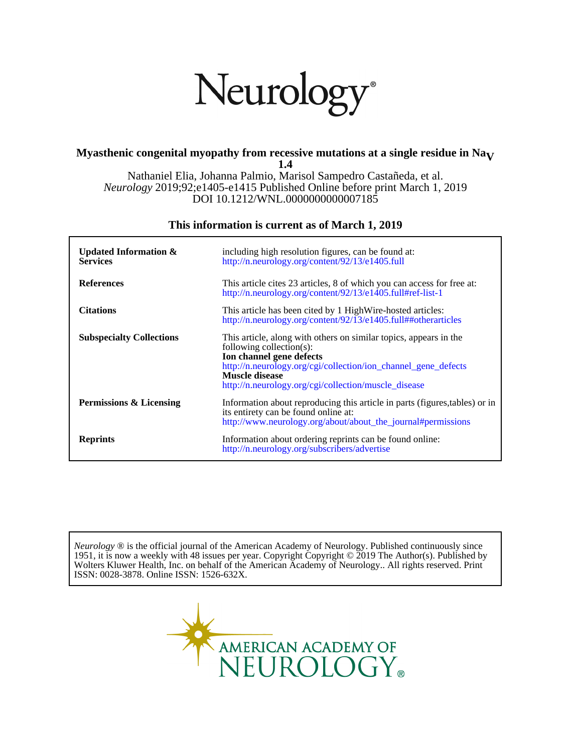# Neurology®

**Myasthenic congenital myopathy from recessive mutations at a single residue in $Na_V$ 1.4**

Nathaniel Elia, Johanna Palmio, Marisol Sampedro Castañeda, et al.
*Neurology* 2019;92;e1405-e1415 Published Online before print March 1, 2019
DOI 10.1212/WNL.0000000000007185

**This information is current as of March 1, 2019**

| | |
|---|---|
| **Updated Information & Services** | including high resolution figures, can be found at: http://n.neurology.org/content/92/13/e1405.full |
| **References** | This article cites 23 articles, 8 of which you can access for free at: http://n.neurology.org/content/92/13/e1405.full#ref-list-1 |
| **Citations** | This article has been cited by 1 HighWire-hosted articles: http://n.neurology.org/content/92/13/e1405.full##otherarticles |
| **Subspecialty Collections** | This article, along with others on similar topics, appears in the following collection(s): **Ion channel gene defects** http://n.neurology.org/cgi/collection/ion_channel_gene_defects **Muscle disease** http://n.neurology.org/cgi/collection/muscle_disease |
| **Permissions & Licensing** | Information about reproducing this article in parts (figures,tables) or in its entirety can be found online at: http://www.neurology.org/about/about_the_journal#permissions |
| **Reprints** | Information about ordering reprints can be found online: http://n.neurology.org/subscribers/advertise |

*Neurology* ® is the official journal of the American Academy of Neurology. Published continuously since 1951, it is now a weekly with 48 issues per year. Copyright Copyright © 2019 The Author(s). Published by Wolters Kluwer Health, Inc. on behalf of the American Academy of Neurology.. All rights reserved. Print ISSN: 0028-3878. Online ISSN: 1526-632X.

AMERICAN ACADEMY OF NEUROLOGY®